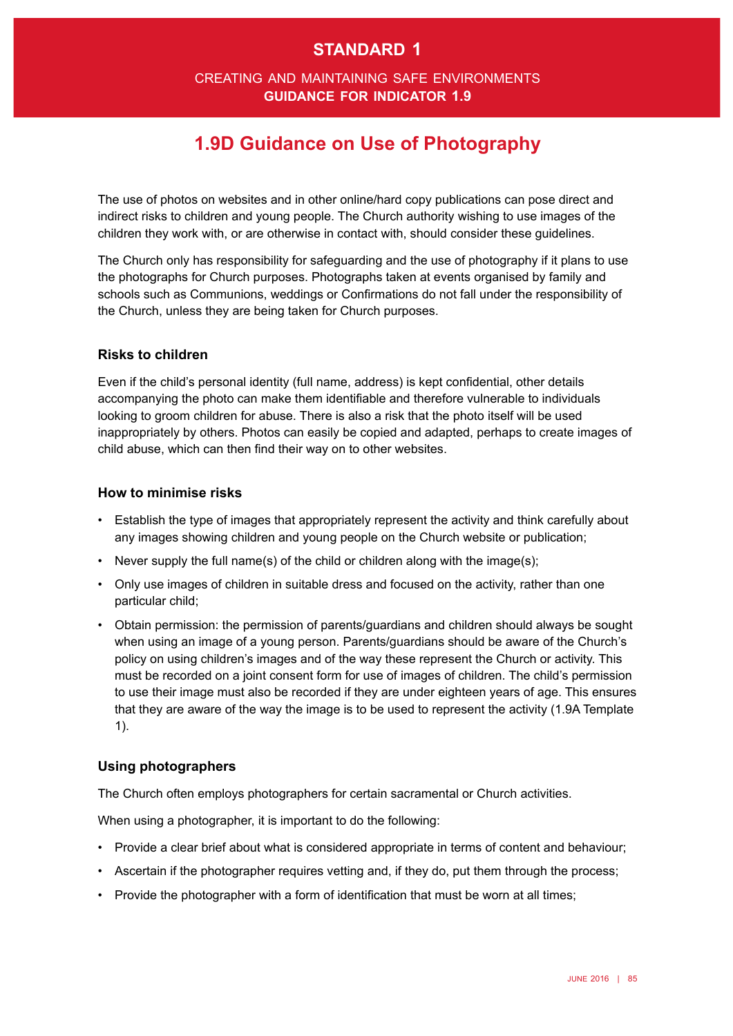## STANDARD 1

CREATING AND MAINTAINING SAFE ENVIRONMENTS
**GUIDANCE FOR INDICATOR 1.9**

# 1.9D Guidance on Use of Photography

The use of photos on websites and in other online/hard copy publications can pose direct and indirect risks to children and young people. The Church authority wishing to use images of the children they work with, or are otherwise in contact with, should consider these guidelines.

The Church only has responsibility for safeguarding and the use of photography if it plans to use the photographs for Church purposes. Photographs taken at events organised by family and schools such as Communions, weddings or Confirmations do not fall under the responsibility of the Church, unless they are being taken for Church purposes.

### Risks to children

Even if the child's personal identity (full name, address) is kept confidential, other details accompanying the photo can make them identifiable and therefore vulnerable to individuals looking to groom children for abuse. There is also a risk that the photo itself will be used inappropriately by others. Photos can easily be copied and adapted, perhaps to create images of child abuse, which can then find their way on to other websites.

### How to minimise risks

- Establish the type of images that appropriately represent the activity and think carefully about any images showing children and young people on the Church website or publication;
- Never supply the full name(s) of the child or children along with the image(s);
- Only use images of children in suitable dress and focused on the activity, rather than one particular child;
- Obtain permission: the permission of parents/guardians and children should always be sought when using an image of a young person. Parents/guardians should be aware of the Church's policy on using children's images and of the way these represent the Church or activity. This must be recorded on a joint consent form for use of images of children. The child's permission to use their image must also be recorded if they are under eighteen years of age. This ensures that they are aware of the way the image is to be used to represent the activity (1.9A Template 1).

### Using photographers

The Church often employs photographers for certain sacramental or Church activities.

When using a photographer, it is important to do the following:

- Provide a clear brief about what is considered appropriate in terms of content and behaviour;
- Ascertain if the photographer requires vetting and, if they do, put them through the process;
- Provide the photographer with a form of identification that must be worn at all times;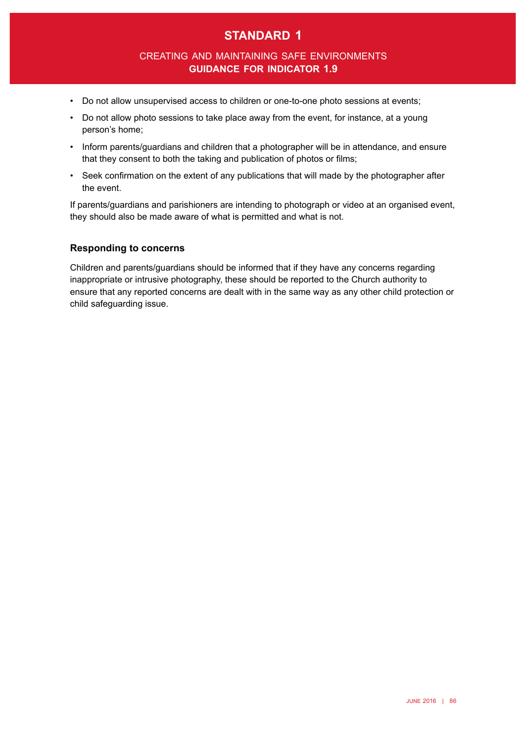## STANDARD 1

### CREATING AND MAINTAINING SAFE ENVIRONMENTS
**GUIDANCE FOR INDICATOR 1.9**

- Do not allow unsupervised access to children or one-to-one photo sessions at events;
- Do not allow photo sessions to take place away from the event, for instance, at a young person's home;
- Inform parents/guardians and children that a photographer will be in attendance, and ensure that they consent to both the taking and publication of photos or films;
- Seek confirmation on the extent of any publications that will made by the photographer after the event.

If parents/guardians and parishioners are intending to photograph or video at an organised event, they should also be made aware of what is permitted and what is not.

### Responding to concerns

Children and parents/guardians should be informed that if they have any concerns regarding inappropriate or intrusive photography, these should be reported to the Church authority to ensure that any reported concerns are dealt with in the same way as any other child protection or child safeguarding issue.